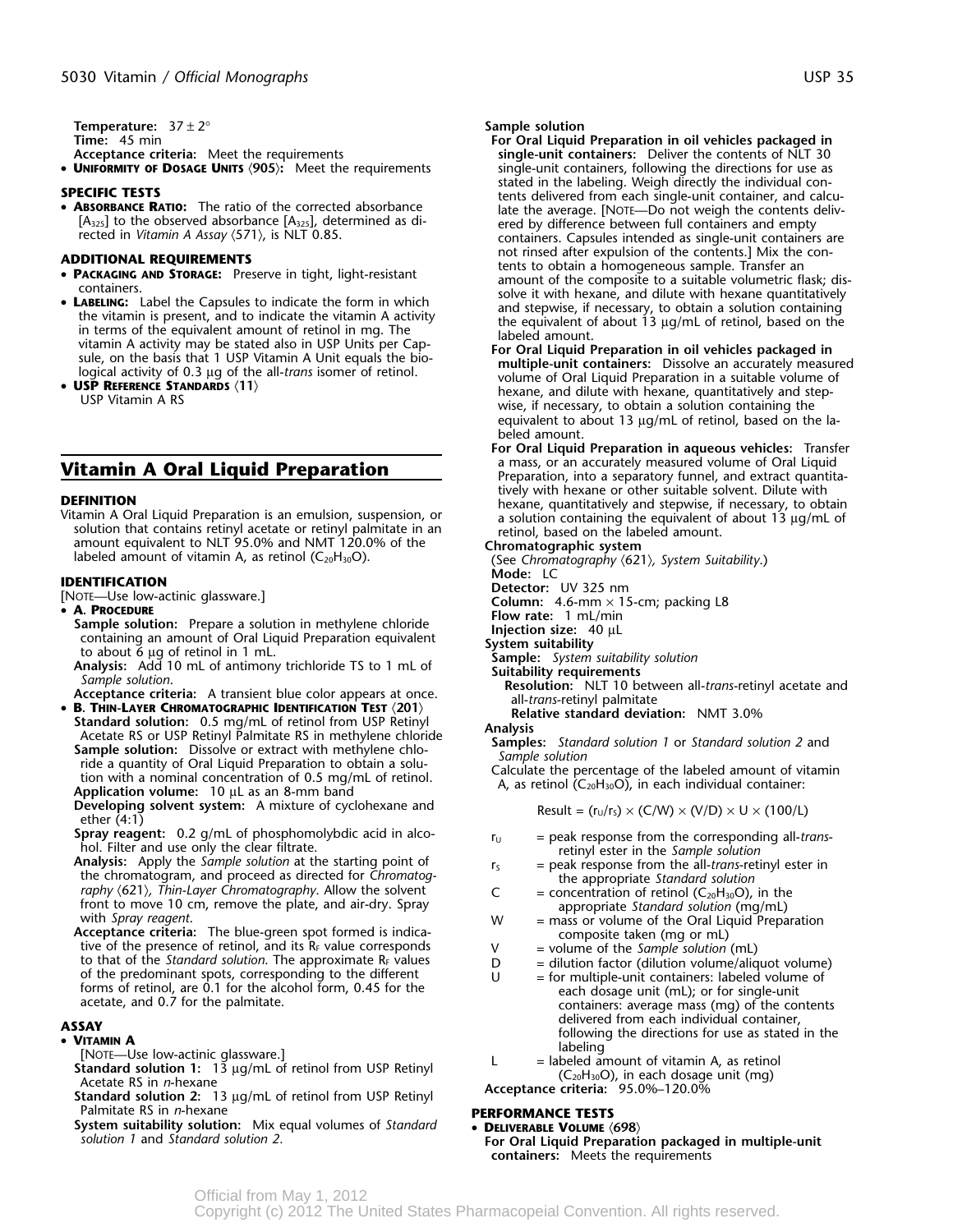**Temperature:** 37 ± 2°
**Time:** 45 min
**Acceptance criteria:** Meet the requirements

- **Uniformity of Dosage Units** ⟨905⟩**:** Meet the requirements

### SPECIFIC TESTS

- **Absorbance Ratio:** The ratio of the corrected absorbance [$A_{325}$] to the observed absorbance [$A_{325}$], determined as directed in *Vitamin A Assay* ⟨571⟩, is NLT 0.85.

### ADDITIONAL REQUIREMENTS

- **Packaging and Storage:** Preserve in tight, light-resistant containers.
- **Labeling:** Label the Capsules to indicate the form in which the vitamin is present, and to indicate the vitamin A activity in terms of the equivalent amount of retinol in mg. The vitamin A activity may be stated also in USP Units per Capsule, on the basis that 1 USP Vitamin A Unit equals the biological activity of 0.3 µg of the all-*trans* isomer of retinol.
- **USP Reference Standards** ⟨11⟩
  USP Vitamin A RS

## Vitamin A Oral Liquid Preparation

### DEFINITION

Vitamin A Oral Liquid Preparation is an emulsion, suspension, or solution that contains retinyl acetate or retinyl palmitate in an amount equivalent to NLT 95.0% and NMT 120.0% of the labeled amount of vitamin A, as retinol ($C_{20}H_{30}O$).

### IDENTIFICATION

[Note—Use low-actinic glassware.]

- **A. Procedure**
  **Sample solution:** Prepare a solution in methylene chloride containing an amount of Oral Liquid Preparation equivalent to about 6 µg of retinol in 1 mL.
  **Analysis:** Add 10 mL of antimony trichloride TS to 1 mL of *Sample solution*.
  **Acceptance criteria:** A transient blue color appears at once.
- **B. Thin-Layer Chromatographic Identification Test** ⟨201⟩
  **Standard solution:** 0.5 mg/mL of retinol from USP Retinyl Acetate RS or USP Retinyl Palmitate RS in methylene chloride
  **Sample solution:** Dissolve or extract with methylene chloride a quantity of Oral Liquid Preparation to obtain a solution with a nominal concentration of 0.5 mg/mL of retinol.
  **Application volume:** 10 µL as an 8-mm band
  **Developing solvent system:** A mixture of cyclohexane and ether (4:1)
  **Spray reagent:** 0.2 g/mL of phosphomolybdic acid in alcohol. Filter and use only the clear filtrate.
  **Analysis:** Apply the *Sample solution* at the starting point of the chromatogram, and proceed as directed for *Chromatography* ⟨621⟩, *Thin-Layer Chromatography*. Allow the solvent front to move 10 cm, remove the plate, and air-dry. Spray with *Spray reagent*.
  **Acceptance criteria:** The blue-green spot formed is indicative of the presence of retinol, and its $R_F$ value corresponds to that of the *Standard solution*. The approximate $R_F$ values of the predominant spots, corresponding to the different forms of retinol, are 0.1 for the alcohol form, 0.45 for the acetate, and 0.7 for the palmitate.

### ASSAY

- **Vitamin A**
  [Note—Use low-actinic glassware.]
  **Standard solution 1:** 13 µg/mL of retinol from USP Retinyl Acetate RS in *n*-hexane
  **Standard solution 2:** 13 µg/mL of retinol from USP Retinyl Palmitate RS in *n*-hexane
  **System suitability solution:** Mix equal volumes of *Standard solution 1* and *Standard solution 2*.
  **Sample solution**
  **For Oral Liquid Preparation in oil vehicles packaged in single-unit containers:** Deliver the contents of NLT 30 single-unit containers, following the directions for use as stated in the labeling. Weigh directly the individual contents delivered from each single-unit container, and calculate the average. [Note—Do not weigh the contents delivered by difference between full containers and empty containers. Capsules intended as single-unit containers are not rinsed after expulsion of the contents.] Mix the contents to obtain a homogeneous sample. Transfer an amount of the composite to a suitable volumetric flask; dissolve it with hexane, and dilute with hexane quantitatively and stepwise, if necessary, to obtain a solution containing the equivalent of about 13 µg/mL of retinol, based on the labeled amount.
  **For Oral Liquid Preparation in oil vehicles packaged in multiple-unit containers:** Dissolve an accurately measured volume of Oral Liquid Preparation in a suitable volume of hexane, and dilute with hexane, quantitatively and stepwise, if necessary, to obtain a solution containing the equivalent to about 13 µg/mL of retinol, based on the labeled amount.
  **For Oral Liquid Preparation in aqueous vehicles:** Transfer a mass, or an accurately measured volume of Oral Liquid Preparation, into a separatory funnel, and extract quantitatively with hexane or other suitable solvent. Dilute with hexane, quantitatively and stepwise, if necessary, to obtain a solution containing the equivalent of about 13 µg/mL of retinol, based on the labeled amount.
  **Chromatographic system**
  (See *Chromatography* ⟨621⟩, *System Suitability*.)
  **Mode:** LC
  **Detector:** UV 325 nm
  **Column:** 4.6-mm × 15-cm; packing L8
  **Flow rate:** 1 mL/min
  **Injection size:** 40 µL
  **System suitability**
  **Sample:** *System suitability solution*
  **Suitability requirements**
  **Resolution:** NLT 10 between all-*trans*-retinyl acetate and all-*trans*-retinyl palmitate
  **Relative standard deviation:** NMT 3.0%
  **Analysis**
  **Samples:** *Standard solution 1* or *Standard solution 2* and *Sample solution*
  Calculate the percentage of the labeled amount of vitamin A, as retinol ($C_{20}H_{30}O$), in each individual container:

$$\text{Result} = (r_U/r_S) \times (C/W) \times (V/D) \times U \times (100/L)$$

  $r_U$ = peak response from the corresponding all-*trans*-retinyl ester in the *Sample solution*
  $r_S$ = peak response from the all-*trans*-retinyl ester in the appropriate *Standard solution*
  $C$ = concentration of retinol ($C_{20}H_{30}O$), in the appropriate *Standard solution* (mg/mL)
  $W$ = mass or volume of the Oral Liquid Preparation composite taken (mg or mL)
  $V$ = volume of the *Sample solution* (mL)
  $D$ = dilution factor (dilution volume/aliquot volume)
  $U$ = for multiple-unit containers: labeled volume of each dosage unit (mL); or for single-unit containers: average mass (mg) of the contents delivered from each individual container, following the directions for use as stated in the labeling
  $L$ = labeled amount of vitamin A, as retinol ($C_{20}H_{30}O$), in each dosage unit (mg)

  **Acceptance criteria:** 95.0%–120.0%

### PERFORMANCE TESTS

- **Deliverable Volume** ⟨698⟩
  **For Oral Liquid Preparation packaged in multiple-unit containers:** Meets the requirements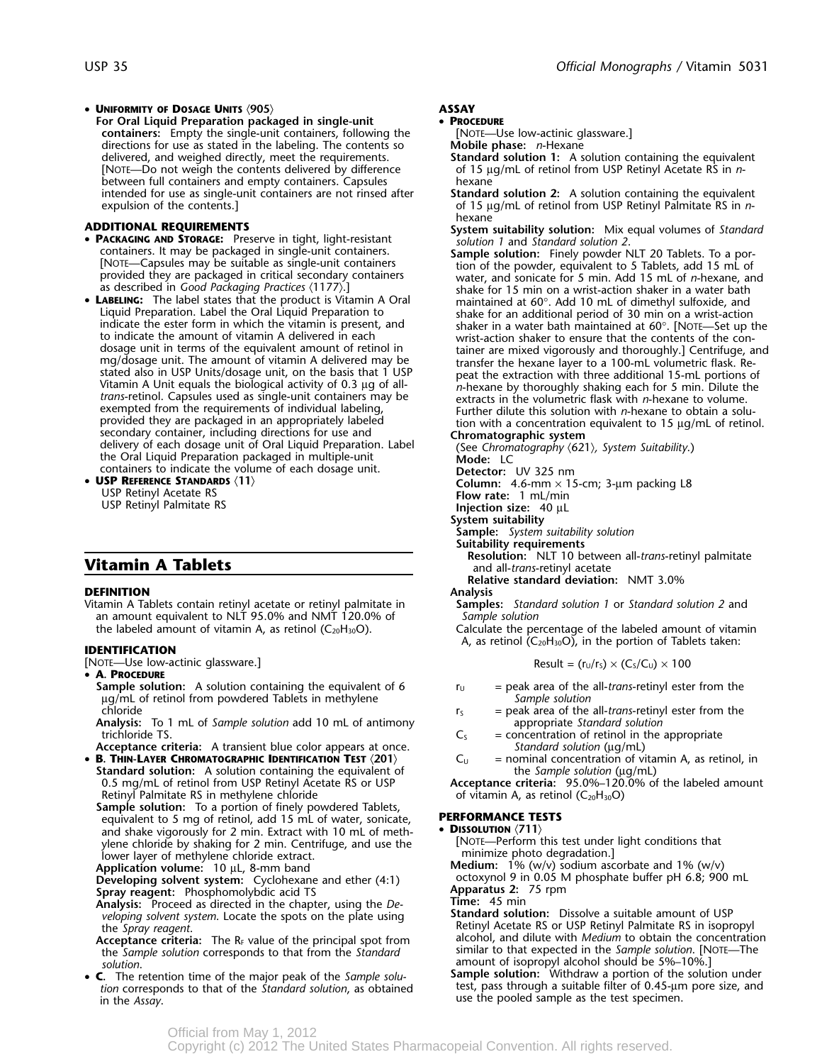- **Uniformity of Dosage Units** ⟨905⟩
  **For Oral Liquid Preparation packaged in single-unit containers:** Empty the single-unit containers, following the directions for use as stated in the labeling. The contents so delivered, and weighed directly, meet the requirements. [Note—Do not weigh the contents delivered by difference between full containers and empty containers. Capsules intended for use as single-unit containers are not rinsed after expulsion of the contents.]

## ADDITIONAL REQUIREMENTS

- **Packaging and Storage:** Preserve in tight, light-resistant containers. It may be packaged in single-unit containers. [Note—Capsules may be suitable as single-unit containers provided they are packaged in critical secondary containers as described in *Good Packaging Practices* ⟨1177⟩.]
- **Labeling:** The label states that the product is Vitamin A Oral Liquid Preparation. Label the Oral Liquid Preparation to indicate the ester form in which the vitamin is present, and to indicate the amount of vitamin A delivered in each dosage unit in terms of the equivalent amount of retinol in mg/dosage unit. The amount of vitamin A delivered may be stated also in USP Units/dosage unit, on the basis that 1 USP Vitamin A Unit equals the biological activity of 0.3 µg of all-*trans*-retinol. Capsules used as single-unit containers may be exempted from the requirements of individual labeling, provided they are packaged in an appropriately labeled secondary container, including directions for use and delivery of each dosage unit of Oral Liquid Preparation. Label the Oral Liquid Preparation packaged in multiple-unit containers to indicate the volume of each dosage unit.
- **USP Reference Standards** ⟨11⟩
  USP Retinyl Acetate RS
  USP Retinyl Palmitate RS

# Vitamin A Tablets

## DEFINITION

Vitamin A Tablets contain retinyl acetate or retinyl palmitate in an amount equivalent to NLT 95.0% and NMT 120.0% of the labeled amount of vitamin A, as retinol ($C_{20}H_{30}O$).

## IDENTIFICATION

[Note—Use low-actinic glassware.]

- **A. Procedure**
  **Sample solution:** A solution containing the equivalent of 6 µg/mL of retinol from powdered Tablets in methylene chloride
  **Analysis:** To 1 mL of *Sample solution* add 10 mL of antimony trichloride TS.
  **Acceptance criteria:** A transient blue color appears at once.
- **B. Thin-Layer Chromatographic Identification Test** ⟨201⟩
  **Standard solution:** A solution containing the equivalent of 0.5 mg/mL of retinol from USP Retinyl Acetate RS or USP Retinyl Palmitate RS in methylene chloride
  **Sample solution:** To a portion of finely powdered Tablets, equivalent to 5 mg of retinol, add 15 mL of water, sonicate, and shake vigorously for 2 min. Extract with 10 mL of methylene chloride by shaking for 2 min. Centrifuge, and use the lower layer of methylene chloride extract.
  **Application volume:** 10 µL, 8-mm band
  **Developing solvent system:** Cyclohexane and ether (4:1)
  **Spray reagent:** Phosphomolybdic acid TS
  **Analysis:** Proceed as directed in the chapter, using the *Developing solvent system*. Locate the spots on the plate using the *Spray reagent*.
  **Acceptance criteria:** The $R_F$ value of the principal spot from the *Sample solution* corresponds to that from the *Standard solution*.
- **C.** The retention time of the major peak of the *Sample solution* corresponds to that of the *Standard solution*, as obtained in the *Assay*.

## ASSAY

- **Procedure**
  [Note—Use low-actinic glassware.]
  **Mobile phase:** *n*-Hexane
  **Standard solution 1:** A solution containing the equivalent of 15 µg/mL of retinol from USP Retinyl Acetate RS in *n*-hexane
  **Standard solution 2:** A solution containing the equivalent of 15 µg/mL of retinol from USP Retinyl Palmitate RS in *n*-hexane
  **System suitability solution:** Mix equal volumes of *Standard solution 1* and *Standard solution 2*.
  **Sample solution:** Finely powder NLT 20 Tablets. To a portion of the powder, equivalent to 5 Tablets, add 15 mL of water, and sonicate for 5 min. Add 15 mL of *n*-hexane, and shake for 15 min on a wrist-action shaker in a water bath maintained at 60°. Add 10 mL of dimethyl sulfoxide, and shake for an additional period of 30 min on a wrist-action shaker in a water bath maintained at 60°. [Note—Set up the wrist-action shaker to ensure that the contents of the container are mixed vigorously and thoroughly.] Centrifuge, and transfer the hexane layer to a 100-mL volumetric flask. Repeat the extraction with three additional 15-mL portions of *n*-hexane by thoroughly shaking each for 5 min. Dilute the extracts in the volumetric flask with *n*-hexane to volume. Further dilute this solution with *n*-hexane to obtain a solution with a concentration equivalent to 15 µg/mL of retinol.
  **Chromatographic system**
  (See *Chromatography* ⟨621⟩*, System Suitability*.)
  **Mode:** LC
  **Detector:** UV 325 nm
  **Column:** 4.6-mm × 15-cm; 3-µm packing L8
  **Flow rate:** 1 mL/min
  **Injection size:** 40 µL
  **System suitability**
  **Sample:** *System suitability solution*
  **Suitability requirements**
  **Resolution:** NLT 10 between all-*trans*-retinyl palmitate and all-*trans*-retinyl acetate
  **Relative standard deviation:** NMT 3.0%
  **Analysis**
  **Samples:** *Standard solution 1* or *Standard solution 2* and *Sample solution*
  Calculate the percentage of the labeled amount of vitamin A, as retinol ($C_{20}H_{30}O$), in the portion of Tablets taken:

$$Result = (r_U/r_S) \times (C_S/C_U) \times 100$$

  $r_U$ = peak area of the all-*trans*-retinyl ester from the *Sample solution*
  $r_S$ = peak area of the all-*trans*-retinyl ester from the appropriate *Standard solution*
  $C_S$ = concentration of retinol in the appropriate *Standard solution* (µg/mL)
  $C_U$ = nominal concentration of vitamin A, as retinol, in the *Sample solution* (µg/mL)

  **Acceptance criteria:** 95.0%–120.0% of the labeled amount of vitamin A, as retinol ($C_{20}H_{30}O$)

## PERFORMANCE TESTS

- **Dissolution** ⟨711⟩
  [Note—Perform this test under light conditions that minimize photo degradation.]
  **Medium:** 1% (w/v) sodium ascorbate and 1% (w/v) octoxynol 9 in 0.05 M phosphate buffer pH 6.8; 900 mL
  **Apparatus 2:** 75 rpm
  **Time:** 45 min
  **Standard solution:** Dissolve a suitable amount of USP Retinyl Acetate RS or USP Retinyl Palmitate RS in isopropyl alcohol, and dilute with *Medium* to obtain the concentration similar to that expected in the *Sample solution*. [Note—The amount of isopropyl alcohol should be 5%–10%.]
  **Sample solution:** Withdraw a portion of the solution under test, pass through a suitable filter of 0.45-µm pore size, and use the pooled sample as the test specimen.